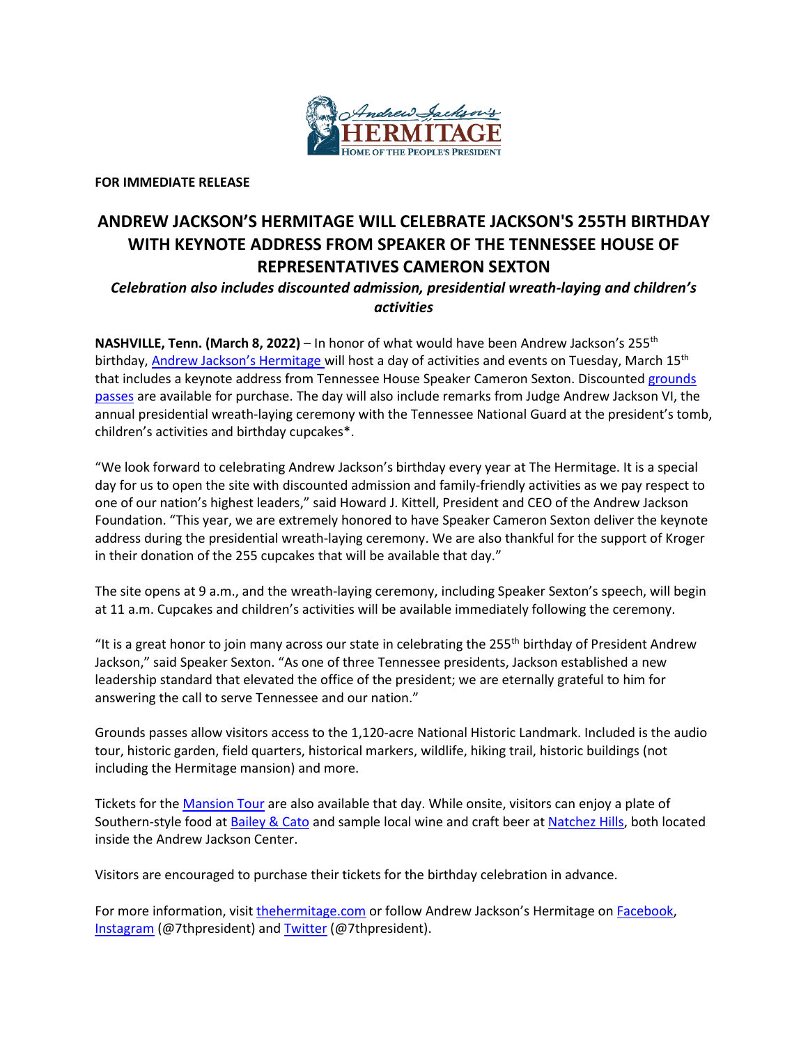**FOR IMMEDIATE RELEASE**

# ANDREW JACKSON'S HERMITAGE WILL CELEBRATE JACKSON'S 255TH BIRTHDAY WITH KEYNOTE ADDRESS FROM SPEAKER OF THE TENNESSEE HOUSE OF REPRESENTATIVES CAMERON SEXTON

***Celebration also includes discounted admission, presidential wreath-laying and children's activities***

**NASHVILLE, Tenn. (March 8, 2022)** – In honor of what would have been Andrew Jackson's 255th birthday, Andrew Jackson's Hermitage will host a day of activities and events on Tuesday, March 15th that includes a keynote address from Tennessee House Speaker Cameron Sexton. Discounted grounds passes are available for purchase. The day will also include remarks from Judge Andrew Jackson VI, the annual presidential wreath-laying ceremony with the Tennessee National Guard at the president's tomb, children's activities and birthday cupcakes*.

"We look forward to celebrating Andrew Jackson's birthday every year at The Hermitage. It is a special day for us to open the site with discounted admission and family-friendly activities as we pay respect to one of our nation's highest leaders," said Howard J. Kittell, President and CEO of the Andrew Jackson Foundation. "This year, we are extremely honored to have Speaker Cameron Sexton deliver the keynote address during the presidential wreath-laying ceremony. We are also thankful for the support of Kroger in their donation of the 255 cupcakes that will be available that day."

The site opens at 9 a.m., and the wreath-laying ceremony, including Speaker Sexton's speech, will begin at 11 a.m. Cupcakes and children's activities will be available immediately following the ceremony.

"It is a great honor to join many across our state in celebrating the 255th birthday of President Andrew Jackson," said Speaker Sexton. "As one of three Tennessee presidents, Jackson established a new leadership standard that elevated the office of the president; we are eternally grateful to him for answering the call to serve Tennessee and our nation."

Grounds passes allow visitors access to the 1,120-acre National Historic Landmark. Included is the audio tour, historic garden, field quarters, historical markers, wildlife, hiking trail, historic buildings (not including the Hermitage mansion) and more.

Tickets for the Mansion Tour are also available that day. While onsite, visitors can enjoy a plate of Southern-style food at Bailey & Cato and sample local wine and craft beer at Natchez Hills, both located inside the Andrew Jackson Center.

Visitors are encouraged to purchase their tickets for the birthday celebration in advance.

For more information, visit thehermitage.com or follow Andrew Jackson's Hermitage on Facebook, Instagram (@7thpresident) and Twitter (@7thpresident).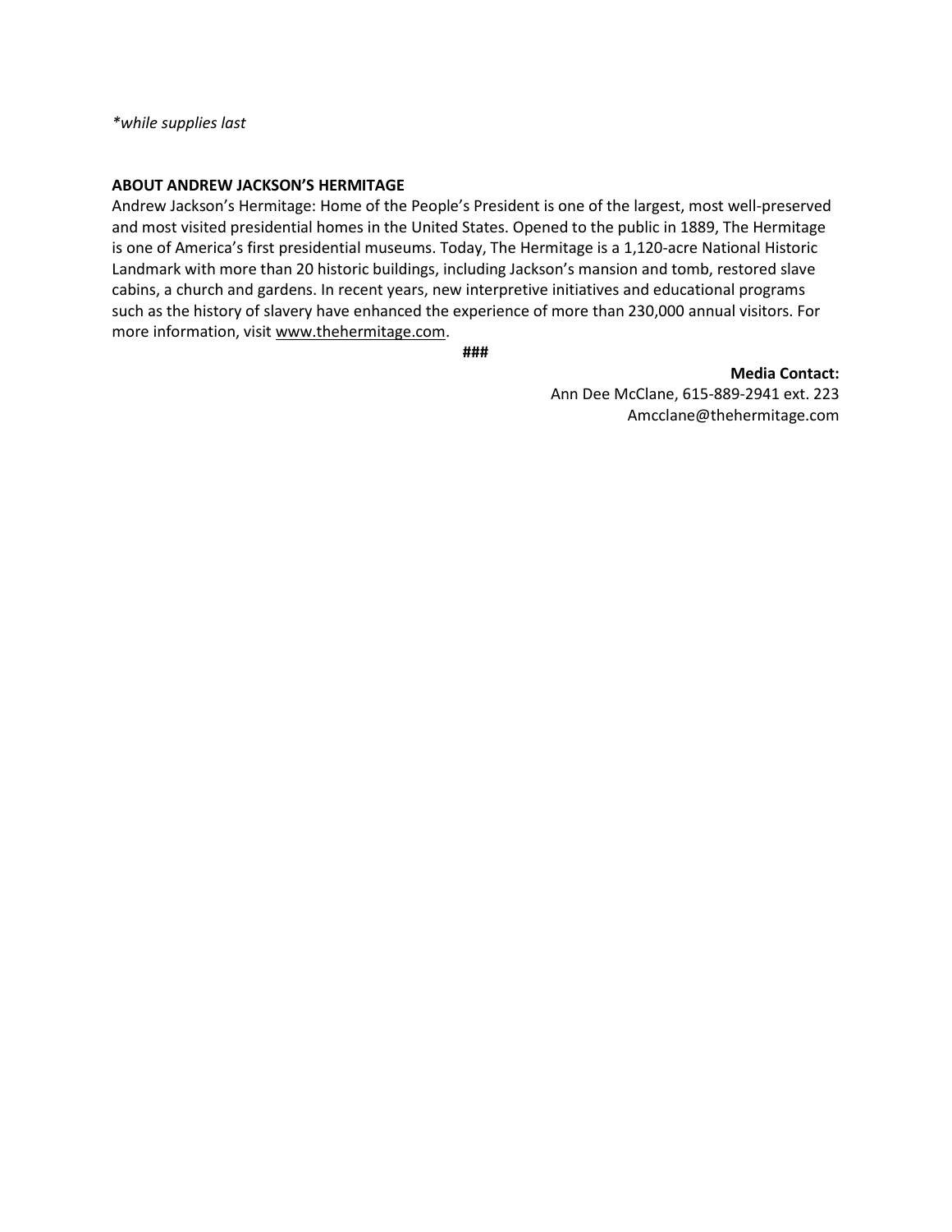*\*while supplies last*

**ABOUT ANDREW JACKSON'S HERMITAGE**

Andrew Jackson's Hermitage: Home of the People's President is one of the largest, most well-preserved and most visited presidential homes in the United States. Opened to the public in 1889, The Hermitage is one of America's first presidential museums. Today, The Hermitage is a 1,120-acre National Historic Landmark with more than 20 historic buildings, including Jackson's mansion and tomb, restored slave cabins, a church and gardens. In recent years, new interpretive initiatives and educational programs such as the history of slavery have enhanced the experience of more than 230,000 annual visitors. For more information, visit www.thehermitage.com.

**###**

**Media Contact:**
Ann Dee McClane, 615-889-2941 ext. 223
Amcclane@thehermitage.com